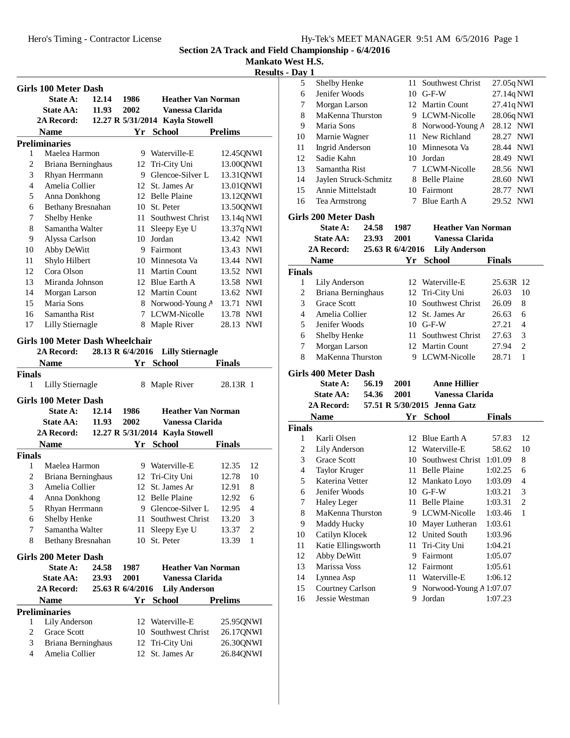# Section 2A Track and Field Championship - 6/4/2016

## Mankato West H.S.

### Results - Day 1

## Girls 100 Meter Dash

**State A:** 12.14 1986 **Heather Van Norman**
**State AA:** 11.93 2002 **Vanessa Clarida**
**2A Record:** 12.27 R 5/31/2014 **Kayla Stowell**

### Preliminaries

| | Name | Yr | School | Prelims | |
|---|---|---|---|---|---|
| 1 | Maelea Harmon | 9 | Waterville-E | 12.45Q | NWI |
| 2 | Briana Berninghaus | 12 | Tri-City Uni | 13.00Q | NWI |
| 3 | Rhyan Herrmann | 9 | Glencoe-Silver L | 13.31Q | NWI |
| 4 | Amelia Collier | 12 | St. James Ar | 13.01Q | NWI |
| 5 | Anna Donkhong | 12 | Belle Plaine | 13.12Q | NWI |
| 6 | Bethany Bresnahan | 10 | St. Peter | 13.50Q | NWI |
| 7 | Shelby Henke | 11 | Southwest Christ | 13.14q | NWI |
| 8 | Samantha Walter | 11 | Sleepy Eye U | 13.37q | NWI |
| 9 | Alyssa Carlson | 10 | Jordan | 13.42 | NWI |
| 10 | Abby DeWitt | 9 | Fairmont | 13.43 | NWI |
| 11 | Shylo Hilbert | 10 | Minnesota Va | 13.44 | NWI |
| 12 | Cora Olson | 11 | Martin Count | 13.52 | NWI |
| 13 | Miranda Johnson | 12 | Blue Earth A | 13.58 | NWI |
| 14 | Morgan Larson | 12 | Martin Count | 13.62 | NWI |
| 15 | Maria Sons | 8 | Norwood-Young A | 13.71 | NWI |
| 16 | Samantha Rist | 7 | LCWM-Nicolle | 13.78 | NWI |
| 17 | Lilly Stiernagle | 8 | Maple River | 28.13 | NWI |

## Girls 100 Meter Dash Wheelchair

**2A Record:** 28.13 R 6/4/2016 **Lilly Stiernagle**

### Finals

| | Name | Yr | School | Finals | |
|---|---|---|---|---|---|
| 1 | Lilly Stiernagle | 8 | Maple River | 28.13R | 1 |

## Girls 100 Meter Dash

**State A:** 12.14 1986 **Heather Van Norman**
**State AA:** 11.93 2002 **Vanessa Clarida**
**2A Record:** 12.27 R 5/31/2014 **Kayla Stowell**

### Finals

| | Name | Yr | School | Finals | |
|---|---|---|---|---|---|
| 1 | Maelea Harmon | 9 | Waterville-E | 12.35 | 12 |
| 2 | Briana Berninghaus | 12 | Tri-City Uni | 12.78 | 10 |
| 3 | Amelia Collier | 12 | St. James Ar | 12.91 | 8 |
| 4 | Anna Donkhong | 12 | Belle Plaine | 12.92 | 6 |
| 5 | Rhyan Herrmann | 9 | Glencoe-Silver L | 12.95 | 4 |
| 6 | Shelby Henke | 11 | Southwest Christ | 13.20 | 3 |
| 7 | Samantha Walter | 11 | Sleepy Eye U | 13.37 | 2 |
| 8 | Bethany Bresnahan | 10 | St. Peter | 13.39 | 1 |

## Girls 200 Meter Dash

**State A:** 24.58 1987 **Heather Van Norman**
**State AA:** 23.93 2001 **Vanessa Clarida**
**2A Record:** 25.63 R 6/4/2016 **Lily Anderson**

### Preliminaries

| | Name | Yr | School | Prelims | |
|---|---|---|---|---|---|
| 1 | Lily Anderson | 12 | Waterville-E | 25.95Q | NWI |
| 2 | Grace Scott | 10 | Southwest Christ | 26.17Q | NWI |
| 3 | Briana Berninghaus | 12 | Tri-City Uni | 26.30Q | NWI |
| 4 | Amelia Collier | 12 | St. James Ar | 26.84Q | NWI |
| 5 | Shelby Henke | 11 | Southwest Christ | 27.05q | NWI |
| 6 | Jenifer Woods | 10 | G-F-W | 27.14q | NWI |
| 7 | Morgan Larson | 12 | Martin Count | 27.41q | NWI |
| 8 | MaKenna Thurston | 9 | LCWM-Nicolle | 28.06q | NWI |
| 9 | Maria Sons | 8 | Norwood-Young A | 28.12 | NWI |
| 10 | Marnie Wagner | 11 | New Richland | 28.27 | NWI |
| 11 | Ingrid Anderson | 10 | Minnesota Va | 28.44 | NWI |
| 12 | Sadie Kahn | 10 | Jordan | 28.49 | NWI |
| 13 | Samantha Rist | 7 | LCWM-Nicolle | 28.56 | NWI |
| 14 | Jaylen Struck-Schmitz | 8 | Belle Plaine | 28.60 | NWI |
| 15 | Annie Mittelstadt | 10 | Fairmont | 28.77 | NWI |
| 16 | Tea Armstrong | 7 | Blue Earth A | 29.52 | NWI |

## Girls 200 Meter Dash

**State A:** 24.58 1987 **Heather Van Norman**
**State AA:** 23.93 2001 **Vanessa Clarida**
**2A Record:** 25.63 R 6/4/2016 **Lily Anderson**

### Finals

| | Name | Yr | School | Finals | |
|---|---|---|---|---|---|
| 1 | Lily Anderson | 12 | Waterville-E | 25.63R | 12 |
| 2 | Briana Berninghaus | 12 | Tri-City Uni | 26.03 | 10 |
| 3 | Grace Scott | 10 | Southwest Christ | 26.09 | 8 |
| 4 | Amelia Collier | 12 | St. James Ar | 26.63 | 6 |
| 5 | Jenifer Woods | 10 | G-F-W | 27.21 | 4 |
| 6 | Shelby Henke | 11 | Southwest Christ | 27.63 | 3 |
| 7 | Morgan Larson | 12 | Martin Count | 27.94 | 2 |
| 8 | MaKenna Thurston | 9 | LCWM-Nicolle | 28.71 | 1 |

## Girls 400 Meter Dash

**State A:** 56.19 2001 **Anne Hillier**
**State AA:** 54.36 2001 **Vanessa Clarida**
**2A Record:** 57.51 R 5/30/2015 **Jenna Gatz**

### Finals

| | Name | Yr | School | Finals | |
|---|---|---|---|---|---|
| 1 | Karli Olsen | 12 | Blue Earth A | 57.83 | 12 |
| 2 | Lily Anderson | 12 | Waterville-E | 58.62 | 10 |
| 3 | Grace Scott | 10 | Southwest Christ | 1:01.09 | 8 |
| 4 | Taylor Kruger | 11 | Belle Plaine | 1:02.25 | 6 |
| 5 | Katerina Vetter | 12 | Mankato Loyo | 1:03.09 | 4 |
| 6 | Jenifer Woods | 10 | G-F-W | 1:03.21 | 3 |
| 7 | Haley Leger | 11 | Belle Plaine | 1:03.31 | 2 |
| 8 | MaKenna Thurston | 9 | LCWM-Nicolle | 1:03.46 | 1 |
| 9 | Maddy Hucky | 10 | Mayer Lutheran | 1:03.61 | |
| 10 | Catilyn Klocek | 12 | United South | 1:03.96 | |
| 11 | Katie Ellingsworth | 11 | Tri-City Uni | 1:04.21 | |
| 12 | Abby DeWitt | 9 | Fairmont | 1:05.07 | |
| 13 | Marissa Voss | 12 | Fairmont | 1:05.61 | |
| 14 | Lynnea Asp | 11 | Waterville-E | 1:06.12 | |
| 15 | Courtney Carlson | 9 | Norwood-Young A | 1:07.07 | |
| 16 | Jessie Westman | 9 | Jordan | 1:07.23 | |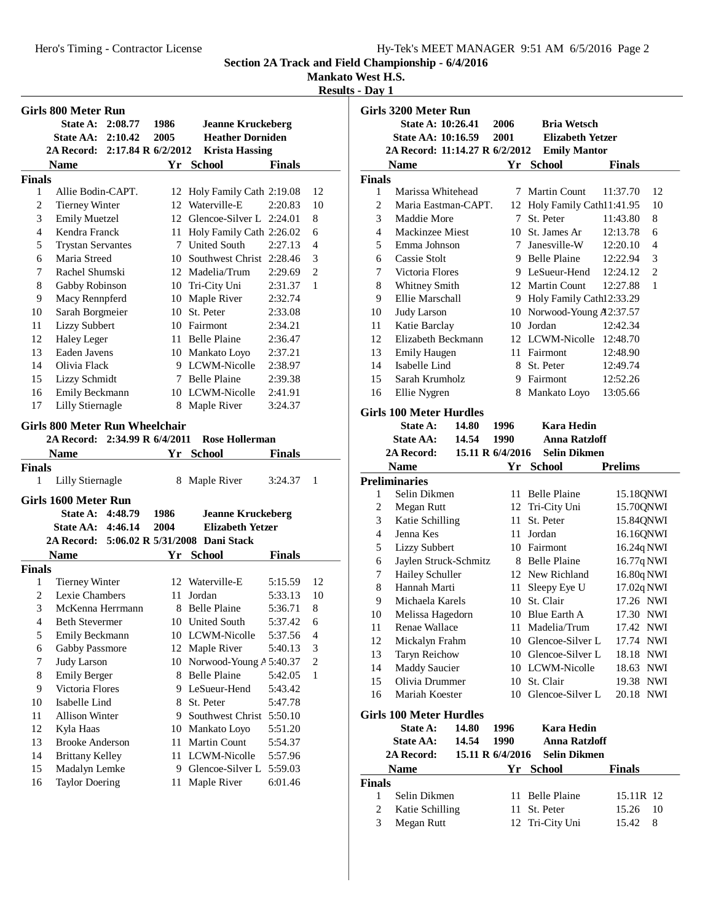# Section 2A Track and Field Championship - 6/4/2016

**Mankato West H.S.**

**Results - Day 1**

## Girls 800 Meter Run

| | | | |
|---|---|---|---|
| State A: | 2:08.77 | 1986 | Jeanne Kruckeberg |
| State AA: | 2:10.42 | 2005 | Heather Dorniden |
| 2A Record: | 2:17.84 R 6/2/2012 | | Krista Hassing |

**Finals**

| Place | Name | Yr | School | Finals | Points |
|---|---|---|---|---|---|
| 1 | Allie Bodin-CAPT. | 12 | Holy Family Cath | 2:19.08 | 12 |
| 2 | Tierney Winter | 12 | Waterville-E | 2:20.83 | 10 |
| 3 | Emily Muetzel | 12 | Glencoe-Silver L | 2:24.01 | 8 |
| 4 | Kendra Franck | 11 | Holy Family Cath | 2:26.02 | 6 |
| 5 | Trystan Servantes | 7 | United South | 2:27.13 | 4 |
| 6 | Maria Streed | 10 | Southwest Christ | 2:28.46 | 3 |
| 7 | Rachel Shumski | 12 | Madelia/Trum | 2:29.69 | 2 |
| 8 | Gabby Robinson | 10 | Tri-City Uni | 2:31.37 | 1 |
| 9 | Macy Rennpferd | 10 | Maple River | 2:32.74 | |
| 10 | Sarah Borgmeier | 10 | St. Peter | 2:33.08 | |
| 11 | Lizzy Subbert | 10 | Fairmont | 2:34.21 | |
| 12 | Haley Leger | 11 | Belle Plaine | 2:36.47 | |
| 13 | Eaden Javens | 10 | Mankato Loyo | 2:37.21 | |
| 14 | Olivia Flack | 9 | LCWM-Nicolle | 2:38.97 | |
| 15 | Lizzy Schmidt | 7 | Belle Plaine | 2:39.38 | |
| 16 | Emily Beckmann | 10 | LCWM-Nicolle | 2:41.91 | |
| 17 | Lilly Stiernagle | 8 | Maple River | 3:24.37 | |

## Girls 800 Meter Run Wheelchair

2A Record: 2:34.99 R 6/4/2011 Rose Hollerman

**Finals**

| Place | Name | Yr | School | Finals | Points |
|---|---|---|---|---|---|
| 1 | Lilly Stiernagle | 8 | Maple River | 3:24.37 | 1 |

## Girls 1600 Meter Run

| | | | |
|---|---|---|---|
| State A: | 4:48.79 | 1986 | Jeanne Kruckeberg |
| State AA: | 4:46.14 | 2004 | Elizabeth Yetzer |
| 2A Record: | 5:06.02 R 5/31/2008 | | Dani Stack |

**Finals**

| Place | Name | Yr | School | Finals | Points |
|---|---|---|---|---|---|
| 1 | Tierney Winter | 12 | Waterville-E | 5:15.59 | 12 |
| 2 | Lexie Chambers | 11 | Jordan | 5:33.13 | 10 |
| 3 | McKenna Herrmann | 8 | Belle Plaine | 5:36.71 | 8 |
| 4 | Beth Stevermer | 10 | United South | 5:37.42 | 6 |
| 5 | Emily Beckmann | 10 | LCWM-Nicolle | 5:37.56 | 4 |
| 6 | Gabby Passmore | 12 | Maple River | 5:40.13 | 3 |
| 7 | Judy Larson | 10 | Norwood-Young A | 5:40.37 | 2 |
| 8 | Emily Berger | 8 | Belle Plaine | 5:42.05 | 1 |
| 9 | Victoria Flores | 9 | LeSueur-Hend | 5:43.42 | |
| 10 | Isabelle Lind | 8 | St. Peter | 5:47.78 | |
| 11 | Allison Winter | 9 | Southwest Christ | 5:50.10 | |
| 12 | Kyla Haas | 10 | Mankato Loyo | 5:51.20 | |
| 13 | Brooke Anderson | 11 | Martin Count | 5:54.37 | |
| 14 | Brittany Kelley | 11 | LCWM-Nicolle | 5:57.96 | |
| 15 | Madalyn Lemke | 9 | Glencoe-Silver L | 5:59.03 | |
| 16 | Taylor Doering | 11 | Maple River | 6:01.46 | |

## Girls 3200 Meter Run

| | | | |
|---|---|---|---|
| State A: | 10:26.41 | 2006 | Bria Wetsch |
| State AA: | 10:16.59 | 2001 | Elizabeth Yetzer |
| 2A Record: | 11:14.27 R 6/2/2012 | | Emily Mantor |

**Finals**

| Place | Name | Yr | School | Finals | Points |
|---|---|---|---|---|---|
| 1 | Marissa Whitehead | 7 | Martin Count | 11:37.70 | 12 |
| 2 | Maria Eastman-CAPT. | 12 | Holy Family Cath | 11:41.95 | 10 |
| 3 | Maddie More | 7 | St. Peter | 11:43.80 | 8 |
| 4 | Mackinzee Miest | 10 | St. James Ar | 12:13.78 | 6 |
| 5 | Emma Johnson | 7 | Janesville-W | 12:20.10 | 4 |
| 6 | Cassie Stolt | 9 | Belle Plaine | 12:22.94 | 3 |
| 7 | Victoria Flores | 9 | LeSueur-Hend | 12:24.12 | 2 |
| 8 | Whitney Smith | 12 | Martin Count | 12:27.88 | 1 |
| 9 | Ellie Marschall | 9 | Holy Family Cath | 12:33.29 | |
| 10 | Judy Larson | 10 | Norwood-Young A | 12:37.57 | |
| 11 | Katie Barclay | 10 | Jordan | 12:42.34 | |
| 12 | Elizabeth Beckmann | 12 | LCWM-Nicolle | 12:48.70 | |
| 13 | Emily Haugen | 11 | Fairmont | 12:48.90 | |
| 14 | Isabelle Lind | 8 | St. Peter | 12:49.74 | |
| 15 | Sarah Krumholz | 9 | Fairmont | 12:52.26 | |
| 16 | Ellie Nygren | 8 | Mankato Loyo | 13:05.66 | |

## Girls 100 Meter Hurdles

| | | | |
|---|---|---|---|
| State A: | 14.80 | 1996 | Kara Hedin |
| State AA: | 14.54 | 1990 | Anna Ratzloff |
| 2A Record: | 15.11 R 6/4/2016 | | Selin Dikmen |

**Preliminaries**

| Place | Name | Yr | School | Prelims | Wind |
|---|---|---|---|---|---|
| 1 | Selin Dikmen | 11 | Belle Plaine | 15.18Q | NWI |
| 2 | Megan Rutt | 12 | Tri-City Uni | 15.70Q | NWI |
| 3 | Katie Schilling | 11 | St. Peter | 15.84Q | NWI |
| 4 | Jenna Kes | 11 | Jordan | 16.16Q | NWI |
| 5 | Lizzy Subbert | 10 | Fairmont | 16.24q | NWI |
| 6 | Jaylen Struck-Schmitz | 8 | Belle Plaine | 16.77q | NWI |
| 7 | Hailey Schuller | 12 | New Richland | 16.80q | NWI |
| 8 | Hannah Marti | 11 | Sleepy Eye U | 17.02q | NWI |
| 9 | Michaela Karels | 10 | St. Clair | 17.26 | NWI |
| 10 | Melissa Hagedorn | 10 | Blue Earth A | 17.30 | NWI |
| 11 | Renae Wallace | 11 | Madelia/Trum | 17.42 | NWI |
| 12 | Mickalyn Frahm | 10 | Glencoe-Silver L | 17.74 | NWI |
| 13 | Taryn Reichow | 10 | Glencoe-Silver L | 18.18 | NWI |
| 14 | Maddy Saucier | 10 | LCWM-Nicolle | 18.63 | NWI |
| 15 | Olivia Drummer | 10 | St. Clair | 19.38 | NWI |
| 16 | Mariah Koester | 10 | Glencoe-Silver L | 20.18 | NWI |

## Girls 100 Meter Hurdles

| | | | |
|---|---|---|---|
| State A: | 14.80 | 1996 | Kara Hedin |
| State AA: | 14.54 | 1990 | Anna Ratzloff |
| 2A Record: | 15.11 R 6/4/2016 | | Selin Dikmen |

**Finals**

| Place | Name | Yr | School | Finals | Points |
|---|---|---|---|---|---|
| 1 | Selin Dikmen | 11 | Belle Plaine | 15.11R | 12 |
| 2 | Katie Schilling | 11 | St. Peter | 15.26 | 10 |
| 3 | Megan Rutt | 12 | Tri-City Uni | 15.42 | 8 |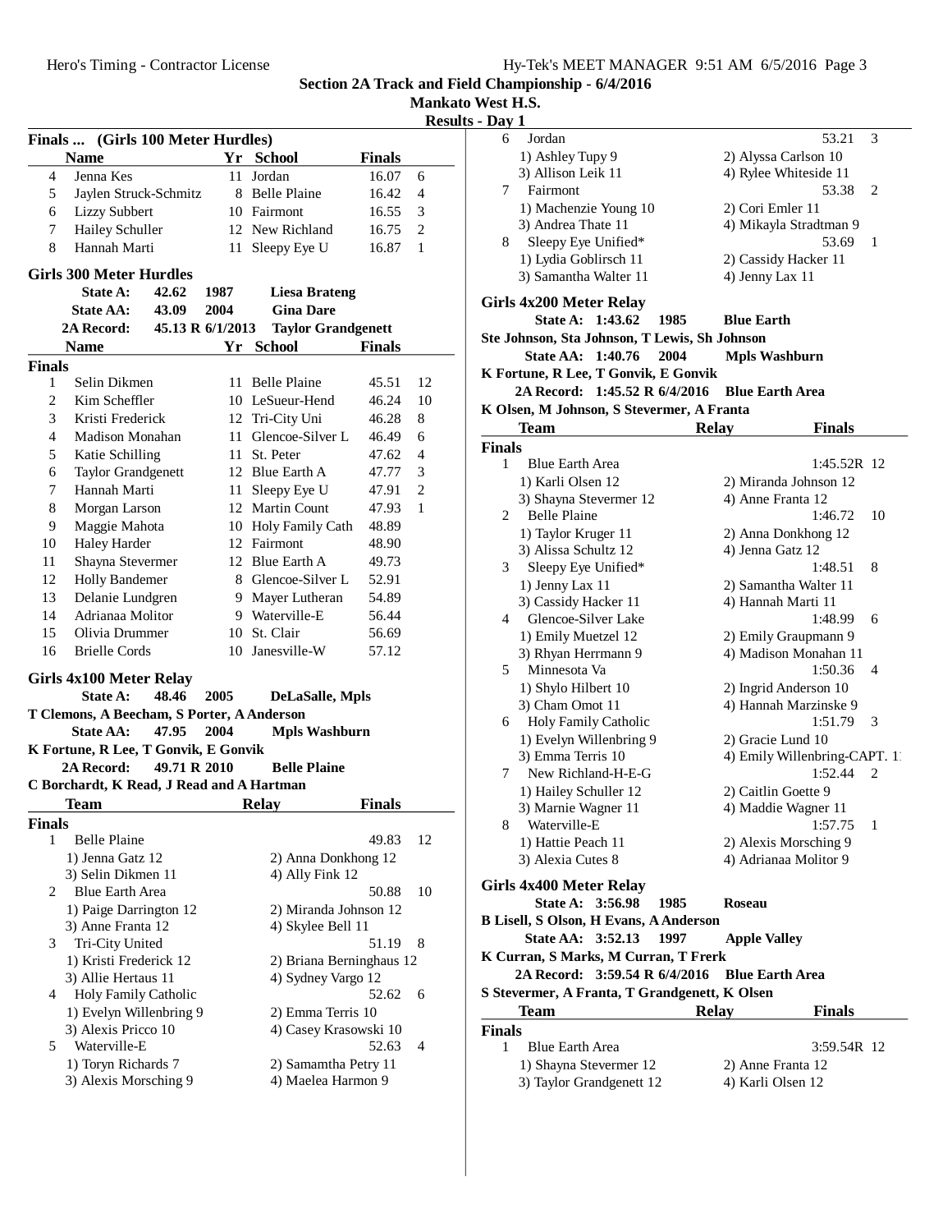Section 2A Track and Field Championship - 6/4/2016

Mankato West H.S.

Results - Day 1

### Finals ... (Girls 100 Meter Hurdles)

| | Name | Yr | School | Finals | |
|---|---|---|---|---|---|
| 4 | Jenna Kes | 11 | Jordan | 16.07 | 6 |
| 5 | Jaylen Struck-Schmitz | 8 | Belle Plaine | 16.42 | 4 |
| 6 | Lizzy Subbert | 10 | Fairmont | 16.55 | 3 |
| 7 | Hailey Schuller | 12 | New Richland | 16.75 | 2 |
| 8 | Hannah Marti | 11 | Sleepy Eye U | 16.87 | 1 |

### Girls 300 Meter Hurdles

State A: 42.62 1987 Liesa Brateng
State AA: 43.09 2004 Gina Dare
2A Record: 45.13 R 6/1/2013 Taylor Grandgenett

**Finals**

| | Name | Yr | School | Finals | |
|---|---|---|---|---|---|
| 1 | Selin Dikmen | 11 | Belle Plaine | 45.51 | 12 |
| 2 | Kim Scheffler | 10 | LeSueur-Hend | 46.24 | 10 |
| 3 | Kristi Frederick | 12 | Tri-City Uni | 46.28 | 8 |
| 4 | Madison Monahan | 11 | Glencoe-Silver L | 46.49 | 6 |
| 5 | Katie Schilling | 11 | St. Peter | 47.62 | 4 |
| 6 | Taylor Grandgenett | 12 | Blue Earth A | 47.77 | 3 |
| 7 | Hannah Marti | 11 | Sleepy Eye U | 47.91 | 2 |
| 8 | Morgan Larson | 12 | Martin Count | 47.93 | 1 |
| 9 | Maggie Mahota | 10 | Holy Family Cath | 48.89 | |
| 10 | Haley Harder | 12 | Fairmont | 48.90 | |
| 11 | Shayna Stevermer | 12 | Blue Earth A | 49.73 | |
| 12 | Holly Bandemer | 8 | Glencoe-Silver L | 52.91 | |
| 13 | Delanie Lundgren | 9 | Mayer Lutheran | 54.89 | |
| 14 | Adrianaa Molitor | 9 | Waterville-E | 56.44 | |
| 15 | Olivia Drummer | 10 | St. Clair | 56.69 | |
| 16 | Brielle Cords | 10 | Janesville-W | 57.12 | |

### Girls 4x100 Meter Relay

State A: 48.46 2005 DeLaSalle, Mpls
T Clemons, A Beecham, S Porter, A Anderson
State AA: 47.95 2004 Mpls Washburn
K Fortune, R Lee, T Gonvik, E Gonvik
2A Record: 49.71 R 2010 Belle Plaine
C Borchardt, K Read, J Read and A Hartman

**Finals**

| | Team | Relay | Finals | |
|---|---|---|---|---|
| 1 | Belle Plaine | | 49.83 | 12 |
| | 1) Jenna Gatz 12 | 2) Anna Donkhong 12 | | |
| | 3) Selin Dikmen 11 | 4) Ally Fink 12 | | |
| 2 | Blue Earth Area | | 50.88 | 10 |
| | 1) Paige Darrington 12 | 2) Miranda Johnson 12 | | |
| | 3) Anne Franta 12 | 4) Skylee Bell 11 | | |
| 3 | Tri-City United | | 51.19 | 8 |
| | 1) Kristi Frederick 12 | 2) Briana Berninghaus 12 | | |
| | 3) Allie Hertaus 11 | 4) Sydney Vargo 12 | | |
| 4 | Holy Family Catholic | | 52.62 | 6 |
| | 1) Evelyn Willenbring 9 | 2) Emma Terris 10 | | |
| | 3) Alexis Pricco 10 | 4) Casey Krasowski 10 | | |
| 5 | Waterville-E | | 52.63 | 4 |
| | 1) Toryn Richards 7 | 2) Samamtha Petry 11 | | |
| | 3) Alexis Morsching 9 | 4) Maelea Harmon 9 | | |
| 6 | Jordan | | 53.21 | 3 |
| | 1) Ashley Tupy 9 | 2) Alyssa Carlson 10 | | |
| | 3) Allison Leik 11 | 4) Rylee Whiteside 11 | | |
| 7 | Fairmont | | 53.38 | 2 |
| | 1) Machenzie Young 10 | 2) Cori Emler 11 | | |
| | 3) Andrea Thate 11 | 4) Mikayla Stradtman 9 | | |
| 8 | Sleepy Eye Unified* | | 53.69 | 1 |
| | 1) Lydia Goblirsch 11 | 2) Cassidy Hacker 11 | | |
| | 3) Samantha Walter 11 | 4) Jenny Lax 11 | | |

### Girls 4x200 Meter Relay

State A: 1:43.62 1985 Blue Earth
Ste Johnson, Sta Johnson, T Lewis, Sh Johnson
State AA: 1:40.76 2004 Mpls Washburn
K Fortune, R Lee, T Gonvik, E Gonvik
2A Record: 1:45.52 R 6/4/2016 Blue Earth Area
K Olsen, M Johnson, S Stevermer, A Franta

**Finals**

| | Team | Relay | Finals | |
|---|---|---|---|---|
| 1 | Blue Earth Area | | 1:45.52R | 12 |
| | 1) Karli Olsen 12 | 2) Miranda Johnson 12 | | |
| | 3) Shayna Stevermer 12 | 4) Anne Franta 12 | | |
| 2 | Belle Plaine | | 1:46.72 | 10 |
| | 1) Taylor Kruger 11 | 2) Anna Donkhong 12 | | |
| | 3) Alissa Schultz 12 | 4) Jenna Gatz 12 | | |
| 3 | Sleepy Eye Unified* | | 1:48.51 | 8 |
| | 1) Jenny Lax 11 | 2) Samantha Walter 11 | | |
| | 3) Cassidy Hacker 11 | 4) Hannah Marti 11 | | |
| 4 | Glencoe-Silver Lake | | 1:48.99 | 6 |
| | 1) Emily Muetzel 12 | 2) Emily Graupmann 9 | | |
| | 3) Rhyan Herrmann 9 | 4) Madison Monahan 11 | | |
| 5 | Minnesota Va | | 1:50.36 | 4 |
| | 1) Shylo Hilbert 10 | 2) Ingrid Anderson 10 | | |
| | 3) Cham Omot 11 | 4) Hannah Marzinske 9 | | |
| 6 | Holy Family Catholic | | 1:51.79 | 3 |
| | 1) Evelyn Willenbring 9 | 2) Gracie Lund 10 | | |
| | 3) Emma Terris 10 | 4) Emily Willenbring-CAPT. 1 | | |
| 7 | New Richland-H-E-G | | 1:52.44 | 2 |
| | 1) Hailey Schuller 12 | 2) Caitlin Goette 9 | | |
| | 3) Marnie Wagner 11 | 4) Maddie Wagner 11 | | |
| 8 | Waterville-E | | 1:57.75 | 1 |
| | 1) Hattie Peach 11 | 2) Alexis Morsching 9 | | |
| | 3) Alexia Cutes 8 | 4) Adrianaa Molitor 9 | | |

### Girls 4x400 Meter Relay

State A: 3:56.98 1985 Roseau
B Lisell, S Olson, H Evans, A Anderson
State AA: 3:52.13 1997 Apple Valley
K Curran, S Marks, M Curran, T Frerk
2A Record: 3:59.54 R 6/4/2016 Blue Earth Area
S Stevermer, A Franta, T Grandgenett, K Olsen

**Finals**

| | Team | Relay | Finals | |
|---|---|---|---|---|
| 1 | Blue Earth Area | | 3:59.54R | 12 |
| | 1) Shayna Stevermer 12 | 2) Anne Franta 12 | | |
| | 3) Taylor Grandgenett 12 | 4) Karli Olsen 12 | | |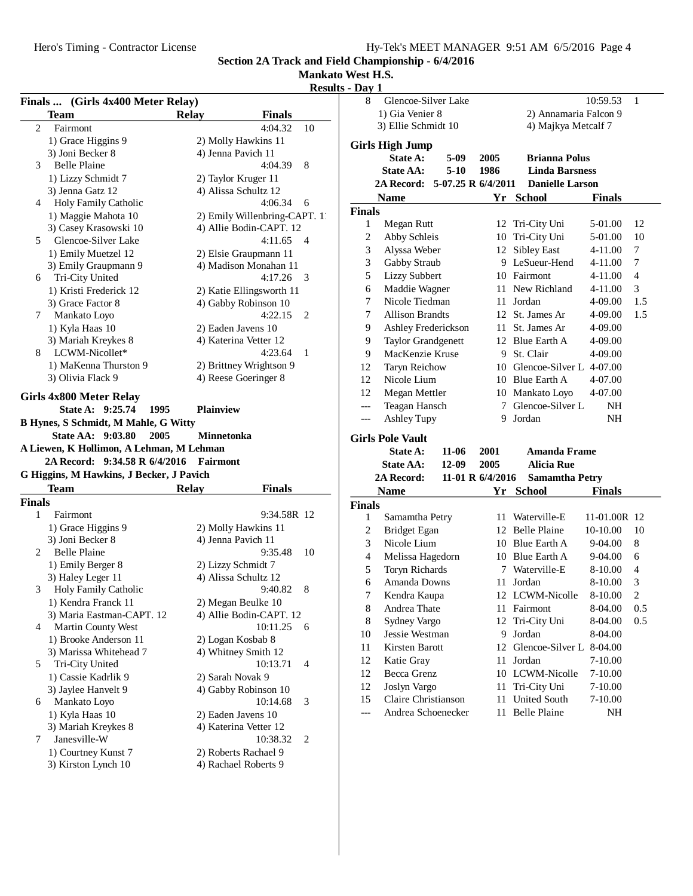# Section 2A Track and Field Championship - 6/4/2016

**Mankato West H.S.**

**Results - Day 1**

## Finals ... (Girls 4x400 Meter Relay)

| | Team | Relay | Finals | |
|---|---|---|---|---|
| 2 | Fairmont | | 4:04.32 | 10 |
| | 1) Grace Higgins 9 | 2) Molly Hawkins 11 | | |
| | 3) Joni Becker 8 | 4) Jenna Pavich 11 | | |
| 3 | Belle Plaine | | 4:04.39 | 8 |
| | 1) Lizzy Schmidt 7 | 2) Taylor Kruger 11 | | |
| | 3) Jenna Gatz 12 | 4) Alissa Schultz 12 | | |
| 4 | Holy Family Catholic | | 4:06.34 | 6 |
| | 1) Maggie Mahota 10 | 2) Emily Willenbring-CAPT. 1 | | |
| | 3) Casey Krasowski 10 | 4) Allie Bodin-CAPT. 12 | | |
| 5 | Glencoe-Silver Lake | | 4:11.65 | 4 |
| | 1) Emily Muetzel 12 | 2) Elsie Graupmann 11 | | |
| | 3) Emily Graupmann 9 | 4) Madison Monahan 11 | | |
| 6 | Tri-City United | | 4:17.26 | 3 |
| | 1) Kristi Frederick 12 | 2) Katie Ellingsworth 11 | | |
| | 3) Grace Factor 8 | 4) Gabby Robinson 10 | | |
| 7 | Mankato Loyo | | 4:22.15 | 2 |
| | 1) Kyla Haas 10 | 2) Eaden Javens 10 | | |
| | 3) Mariah Kreykes 8 | 4) Katerina Vetter 12 | | |
| 8 | LCWM-Nicollet* | | 4:23.64 | 1 |
| | 1) MaKenna Thurston 9 | 2) Brittney Wrightson 9 | | |
| | 3) Olivia Flack 9 | 4) Reese Goeringer 8 | | |

## Girls 4x800 Meter Relay

**State A: 9:25.74 1995 Plainview**
**B Hynes, S Schmidt, M Mahle, G Witty**
**State AA: 9:03.80 2005 Minnetonka**
**A Liewen, K Hollimon, A Lehman, M Lehman**
**2A Record: 9:34.58 R 6/4/2016 Fairmont**
**G Higgins, M Hawkins, J Becker, J Pavich**

| | Team | Relay | Finals | |
|---|---|---|---|---|
| **Finals** | | | | |
| 1 | Fairmont | | 9:34.58R | 12 |
| | 1) Grace Higgins 9 | 2) Molly Hawkins 11 | | |
| | 3) Joni Becker 8 | 4) Jenna Pavich 11 | | |
| 2 | Belle Plaine | | 9:35.48 | 10 |
| | 1) Emily Berger 8 | 2) Lizzy Schmidt 7 | | |
| | 3) Haley Leger 11 | 4) Alissa Schultz 12 | | |
| 3 | Holy Family Catholic | | 9:40.82 | 8 |
| | 1) Kendra Franck 11 | 2) Megan Beulke 10 | | |
| | 3) Maria Eastman-CAPT. 12 | 4) Allie Bodin-CAPT. 12 | | |
| 4 | Martin County West | | 10:11.25 | 6 |
| | 1) Brooke Anderson 11 | 2) Logan Kosbab 8 | | |
| | 3) Marissa Whitehead 7 | 4) Whitney Smith 12 | | |
| 5 | Tri-City United | | 10:13.71 | 4 |
| | 1) Cassie Kadrlik 9 | 2) Sarah Novak 9 | | |
| | 3) Jaylee Hanvelt 9 | 4) Gabby Robinson 10 | | |
| 6 | Mankato Loyo | | 10:14.68 | 3 |
| | 1) Kyla Haas 10 | 2) Eaden Javens 10 | | |
| | 3) Mariah Kreykes 8 | 4) Katerina Vetter 12 | | |
| 7 | Janesville-W | | 10:38.32 | 2 |
| | 1) Courtney Kunst 7 | 2) Roberts Rachael 9 | | |
| | 3) Kirston Lynch 10 | 4) Rachael Roberts 9 | | |
| 8 | Glencoe-Silver Lake | | 10:59.53 | 1 |
| | 1) Gia Venier 8 | 2) Annamaria Falcon 9 | | |
| | 3) Ellie Schmidt 10 | 4) Majkya Metcalf 7 | | |

## Girls High Jump

**State A: 5-09 2005 Brianna Polus**
**State AA: 5-10 1986 Linda Barsness**
**2A Record: 5-07.25 R 6/4/2011 Danielle Larson**

| | Name | Yr | School | Finals | |
|---|---|---|---|---|---|
| **Finals** | | | | | |
| 1 | Megan Rutt | 12 | Tri-City Uni | 5-01.00 | 12 |
| 2 | Abby Schleis | 10 | Tri-City Uni | 5-01.00 | 10 |
| 3 | Alyssa Weber | 12 | Sibley East | 4-11.00 | 7 |
| 3 | Gabby Straub | 9 | LeSueur-Hend | 4-11.00 | 7 |
| 5 | Lizzy Subbert | 10 | Fairmont | 4-11.00 | 4 |
| 6 | Maddie Wagner | 11 | New Richland | 4-11.00 | 3 |
| 7 | Nicole Tiedman | 11 | Jordan | 4-09.00 | 1.5 |
| 7 | Allison Brandts | 12 | St. James Ar | 4-09.00 | 1.5 |
| 9 | Ashley Frederickson | 11 | St. James Ar | 4-09.00 | |
| 9 | Taylor Grandgenett | 12 | Blue Earth A | 4-09.00 | |
| 9 | MacKenzie Kruse | 9 | St. Clair | 4-09.00 | |
| 12 | Taryn Reichow | 10 | Glencoe-Silver L | 4-07.00 | |
| 12 | Nicole Lium | 10 | Blue Earth A | 4-07.00 | |
| 12 | Megan Mettler | 10 | Mankato Loyo | 4-07.00 | |
| --- | Teagan Hansch | 7 | Glencoe-Silver L | NH | |
| --- | Ashley Tupy | 9 | Jordan | NH | |

## Girls Pole Vault

**State A: 11-06 2001 Amanda Frame**
**State AA: 12-09 2005 Alicia Rue**
**2A Record: 11-01 R 6/4/2016 Samamtha Petry**

| | Name | Yr | School | Finals | |
|---|---|---|---|---|---|
| **Finals** | | | | | |
| 1 | Samamtha Petry | 11 | Waterville-E | 11-01.00R | 12 |
| 2 | Bridget Egan | 12 | Belle Plaine | 10-10.00 | 10 |
| 3 | Nicole Lium | 10 | Blue Earth A | 9-04.00 | 8 |
| 4 | Melissa Hagedorn | 10 | Blue Earth A | 9-04.00 | 6 |
| 5 | Toryn Richards | 7 | Waterville-E | 8-10.00 | 4 |
| 6 | Amanda Downs | 11 | Jordan | 8-10.00 | 3 |
| 7 | Kendra Kaupa | 12 | LCWM-Nicolle | 8-10.00 | 2 |
| 8 | Andrea Thate | 11 | Fairmont | 8-04.00 | 0.5 |
| 8 | Sydney Vargo | 12 | Tri-City Uni | 8-04.00 | 0.5 |
| 10 | Jessie Westman | 9 | Jordan | 8-04.00 | |
| 11 | Kirsten Barott | 12 | Glencoe-Silver L | 8-04.00 | |
| 12 | Katie Gray | 11 | Jordan | 7-10.00 | |
| 12 | Becca Grenz | 10 | LCWM-Nicolle | 7-10.00 | |
| 12 | Joslyn Vargo | 11 | Tri-City Uni | 7-10.00 | |
| 15 | Claire Christianson | 11 | United South | 7-10.00 | |
| --- | Andrea Schoenecker | 11 | Belle Plaine | NH | |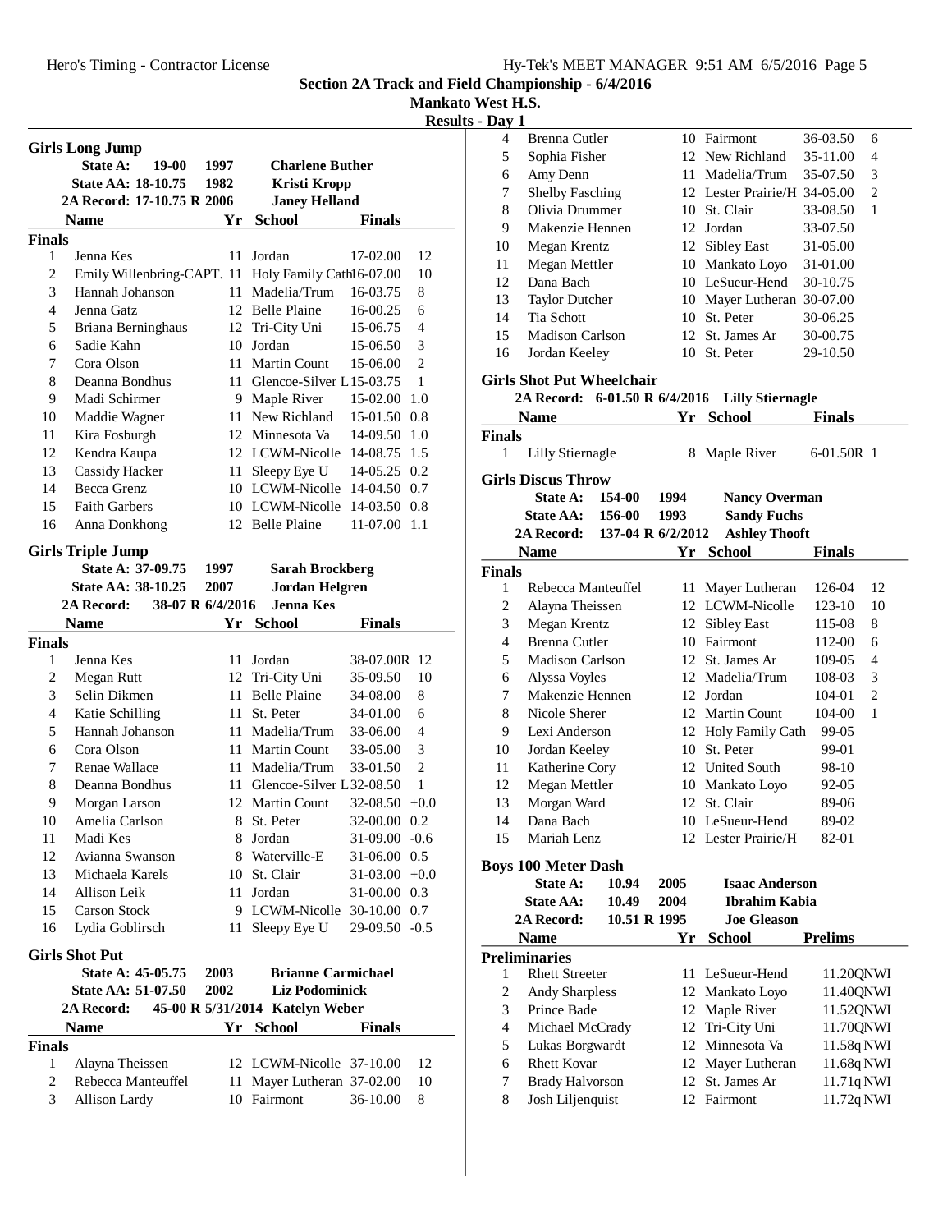Section 2A Track and Field Championship - 6/4/2016

Mankato West H.S.

Results - Day 1

### Girls Long Jump

State A: 19-00 1997 Charlene Buther

State AA: 18-10.75 1982 Kristi Kropp

2A Record: 17-10.75 R 2006 Janey Helland

**Finals**

| | Name | Yr | School | Finals | | |
|---|---|---|---|---|---|---|
| 1 | Jenna Kes | 11 | Jordan | 17-02.00 | | 12 |
| 2 | Emily Willenbring-CAPT. | 11 | Holy Family Cath | 16-07.00 | | 10 |
| 3 | Hannah Johanson | 11 | Madelia/Trum | 16-03.75 | | 8 |
| 4 | Jenna Gatz | 12 | Belle Plaine | 16-00.25 | | 6 |
| 5 | Briana Berninghaus | 12 | Tri-City Uni | 15-06.75 | | 4 |
| 6 | Sadie Kahn | 10 | Jordan | 15-06.50 | | 3 |
| 7 | Cora Olson | 11 | Martin Count | 15-06.00 | | 2 |
| 8 | Deanna Bondhus | 11 | Glencoe-Silver L | 15-03.75 | | 1 |
| 9 | Madi Schirmer | 9 | Maple River | 15-02.00 | 1.0 | |
| 10 | Maddie Wagner | 11 | New Richland | 15-01.50 | 0.8 | |
| 11 | Kira Fosburgh | 12 | Minnesota Va | 14-09.50 | 1.0 | |
| 12 | Kendra Kaupa | 12 | LCWM-Nicolle | 14-08.75 | 1.5 | |
| 13 | Cassidy Hacker | 11 | Sleepy Eye U | 14-05.25 | 0.2 | |
| 14 | Becca Grenz | 10 | LCWM-Nicolle | 14-04.50 | 0.7 | |
| 15 | Faith Garbers | 10 | LCWM-Nicolle | 14-03.50 | 0.8 | |
| 16 | Anna Donkhong | 12 | Belle Plaine | 11-07.00 | 1.1 | |

### Girls Triple Jump

State A: 37-09.75 1997 Sarah Brockberg

State AA: 38-10.25 2007 Jordan Helgren

2A Record: 38-07 R 6/4/2016 Jenna Kes

**Finals**

| | Name | Yr | School | Finals | | |
|---|---|---|---|---|---|---|
| 1 | Jenna Kes | 11 | Jordan | 38-07.00R | | 12 |
| 2 | Megan Rutt | 12 | Tri-City Uni | 35-09.50 | | 10 |
| 3 | Selin Dikmen | 11 | Belle Plaine | 34-08.00 | | 8 |
| 4 | Katie Schilling | 11 | St. Peter | 34-01.00 | | 6 |
| 5 | Hannah Johanson | 11 | Madelia/Trum | 33-06.00 | | 4 |
| 6 | Cora Olson | 11 | Martin Count | 33-05.00 | | 3 |
| 7 | Renae Wallace | 11 | Madelia/Trum | 33-01.50 | | 2 |
| 8 | Deanna Bondhus | 11 | Glencoe-Silver L | 32-08.50 | | 1 |
| 9 | Morgan Larson | 12 | Martin Count | 32-08.50 | +0.0 | |
| 10 | Amelia Carlson | 8 | St. Peter | 32-00.00 | 0.2 | |
| 11 | Madi Kes | 8 | Jordan | 31-09.00 | -0.6 | |
| 12 | Avianna Swanson | 8 | Waterville-E | 31-06.00 | 0.5 | |
| 13 | Michaela Karels | 10 | St. Clair | 31-03.00 | +0.0 | |
| 14 | Allison Leik | 11 | Jordan | 31-00.00 | 0.3 | |
| 15 | Carson Stock | 9 | LCWM-Nicolle | 30-10.00 | 0.7 | |
| 16 | Lydia Goblirsch | 11 | Sleepy Eye U | 29-09.50 | -0.5 | |

### Girls Shot Put

State A: 45-05.75 2003 Brianne Carmichael

State AA: 51-07.50 2002 Liz Podominick

2A Record: 45-00 R 5/31/2014 Katelyn Weber

**Finals**

| | Name | Yr | School | Finals | |
|---|---|---|---|---|---|
| 1 | Alayna Theissen | 12 | LCWM-Nicolle | 37-10.00 | 12 |
| 2 | Rebecca Manteuffel | 11 | Mayer Lutheran | 37-02.00 | 10 |
| 3 | Allison Lardy | 10 | Fairmont | 36-10.00 | 8 |
| 4 | Brenna Cutler | 10 | Fairmont | 36-03.50 | 6 |
| 5 | Sophia Fisher | 12 | New Richland | 35-11.00 | 4 |
| 6 | Amy Denn | 11 | Madelia/Trum | 35-07.50 | 3 |
| 7 | Shelby Fasching | 12 | Lester Prairie/H | 34-05.00 | 2 |
| 8 | Olivia Drummer | 10 | St. Clair | 33-08.50 | 1 |
| 9 | Makenzie Hennen | 12 | Jordan | 33-07.50 | |
| 10 | Megan Krentz | 12 | Sibley East | 31-05.00 | |
| 11 | Megan Mettler | 10 | Mankato Loyo | 31-01.00 | |
| 12 | Dana Bach | 10 | LeSueur-Hend | 30-10.75 | |
| 13 | Taylor Dutcher | 10 | Mayer Lutheran | 30-07.00 | |
| 14 | Tia Schott | 10 | St. Peter | 30-06.25 | |
| 15 | Madison Carlson | 12 | St. James Ar | 30-00.75 | |
| 16 | Jordan Keeley | 10 | St. Peter | 29-10.50 | |

### Girls Shot Put Wheelchair

2A Record: 6-01.50 R 6/4/2016 Lilly Stiernagle

**Finals**

| | Name | Yr | School | Finals | |
|---|---|---|---|---|---|
| 1 | Lilly Stiernagle | 8 | Maple River | 6-01.50R | 1 |

### Girls Discus Throw

State A: 154-00 1994 Nancy Overman

State AA: 156-00 1993 Sandy Fuchs

2A Record: 137-04 R 6/2/2012 Ashley Thooft

**Finals**

| | Name | Yr | School | Finals | |
|---|---|---|---|---|---|
| 1 | Rebecca Manteuffel | 11 | Mayer Lutheran | 126-04 | 12 |
| 2 | Alayna Theissen | 12 | LCWM-Nicolle | 123-10 | 10 |
| 3 | Megan Krentz | 12 | Sibley East | 115-08 | 8 |
| 4 | Brenna Cutler | 10 | Fairmont | 112-00 | 6 |
| 5 | Madison Carlson | 12 | St. James Ar | 109-05 | 4 |
| 6 | Alyssa Voyles | 12 | Madelia/Trum | 108-03 | 3 |
| 7 | Makenzie Hennen | 12 | Jordan | 104-01 | 2 |
| 8 | Nicole Sherer | 12 | Martin Count | 104-00 | 1 |
| 9 | Lexi Anderson | 12 | Holy Family Cath | 99-05 | |
| 10 | Jordan Keeley | 10 | St. Peter | 99-01 | |
| 11 | Katherine Cory | 12 | United South | 98-10 | |
| 12 | Megan Mettler | 10 | Mankato Loyo | 92-05 | |
| 13 | Morgan Ward | 12 | St. Clair | 89-06 | |
| 14 | Dana Bach | 10 | LeSueur-Hend | 89-02 | |
| 15 | Mariah Lenz | 12 | Lester Prairie/H | 82-01 | |

### Boys 100 Meter Dash

State A: 10.94 2005 Isaac Anderson

State AA: 10.49 2004 Ibrahim Kabia

2A Record: 10.51 R 1995 Joe Gleason

**Preliminaries**

| | Name | Yr | School | Prelims | |
|---|---|---|---|---|---|
| 1 | Rhett Streeter | 11 | LeSueur-Hend | 11.20Q | NWI |
| 2 | Andy Sharpless | 12 | Mankato Loyo | 11.40Q | NWI |
| 3 | Prince Bade | 12 | Maple River | 11.52Q | NWI |
| 4 | Michael McCrady | 12 | Tri-City Uni | 11.70Q | NWI |
| 5 | Lukas Borgwardt | 12 | Minnesota Va | 11.58q | NWI |
| 6 | Rhett Kovar | 12 | Mayer Lutheran | 11.68q | NWI |
| 7 | Brady Halvorson | 12 | St. James Ar | 11.71q | NWI |
| 8 | Josh Liljenquist | 12 | Fairmont | 11.72q | NWI |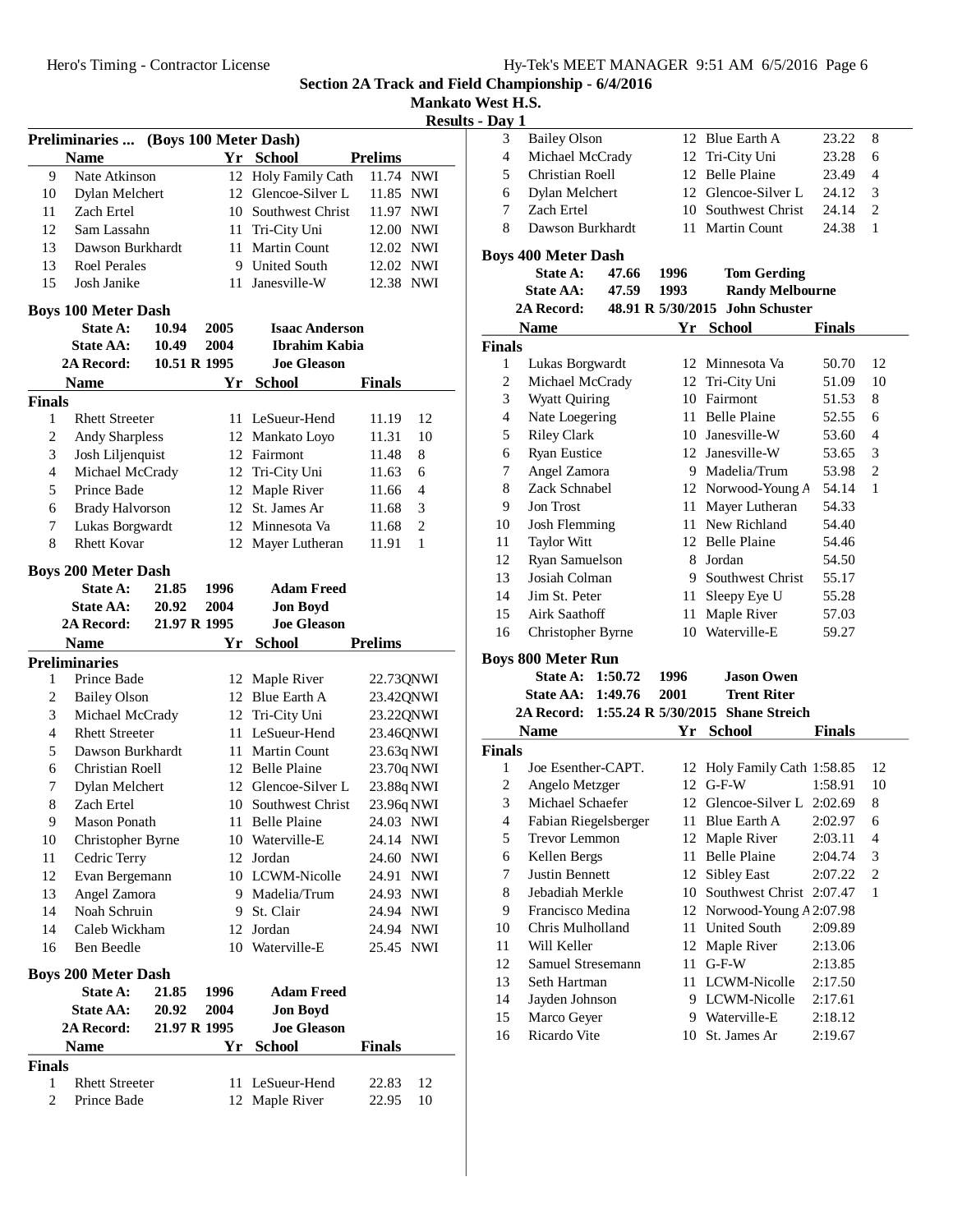Section 2A Track and Field Championship - 6/4/2016

Mankato West H.S.

Results - Day 1

### Preliminaries ... (Boys 100 Meter Dash)

| | Name | Yr | School | Prelims | |
|---|---|---|---|---|---|
| 9 | Nate Atkinson | 12 | Holy Family Cath | 11.74 | NWI |
| 10 | Dylan Melchert | 12 | Glencoe-Silver L | 11.85 | NWI |
| 11 | Zach Ertel | 10 | Southwest Christ | 11.97 | NWI |
| 12 | Sam Lassahn | 11 | Tri-City Uni | 12.00 | NWI |
| 13 | Dawson Burkhardt | 11 | Martin Count | 12.02 | NWI |
| 13 | Roel Perales | 9 | United South | 12.02 | NWI |
| 15 | Josh Janike | 11 | Janesville-W | 12.38 | NWI |

### Boys 100 Meter Dash

**State A:** 10.94 2005 **Isaac Anderson**
**State AA:** 10.49 2004 **Ibrahim Kabia**
**2A Record:** 10.51 R 1995 **Joe Gleason**

**Finals**

| | Name | Yr | School | Finals | |
|---|---|---|---|---|---|
| 1 | Rhett Streeter | 11 | LeSueur-Hend | 11.19 | 12 |
| 2 | Andy Sharpless | 12 | Mankato Loyo | 11.31 | 10 |
| 3 | Josh Liljenquist | 12 | Fairmont | 11.48 | 8 |
| 4 | Michael McCrady | 12 | Tri-City Uni | 11.63 | 6 |
| 5 | Prince Bade | 12 | Maple River | 11.66 | 4 |
| 6 | Brady Halvorson | 12 | St. James Ar | 11.68 | 3 |
| 7 | Lukas Borgwardt | 12 | Minnesota Va | 11.68 | 2 |
| 8 | Rhett Kovar | 12 | Mayer Lutheran | 11.91 | 1 |

### Boys 200 Meter Dash

**State A:** 21.85 1996 **Adam Freed**
**State AA:** 20.92 2004 **Jon Boyd**
**2A Record:** 21.97 R 1995 **Joe Gleason**

**Preliminaries**

| | Name | Yr | School | Prelims | |
|---|---|---|---|---|---|
| 1 | Prince Bade | 12 | Maple River | 22.73Q | NWI |
| 2 | Bailey Olson | 12 | Blue Earth A | 23.42Q | NWI |
| 3 | Michael McCrady | 12 | Tri-City Uni | 23.22Q | NWI |
| 4 | Rhett Streeter | 11 | LeSueur-Hend | 23.46Q | NWI |
| 5 | Dawson Burkhardt | 11 | Martin Count | 23.63q | NWI |
| 6 | Christian Roell | 12 | Belle Plaine | 23.70q | NWI |
| 7 | Dylan Melchert | 12 | Glencoe-Silver L | 23.88q | NWI |
| 8 | Zach Ertel | 10 | Southwest Christ | 23.96q | NWI |
| 9 | Mason Ponath | 11 | Belle Plaine | 24.03 | NWI |
| 10 | Christopher Byrne | 10 | Waterville-E | 24.14 | NWI |
| 11 | Cedric Terry | 12 | Jordan | 24.60 | NWI |
| 12 | Evan Bergemann | 10 | LCWM-Nicolle | 24.91 | NWI |
| 13 | Angel Zamora | 9 | Madelia/Trum | 24.93 | NWI |
| 14 | Noah Schruin | 9 | St. Clair | 24.94 | NWI |
| 14 | Caleb Wickham | 12 | Jordan | 24.94 | NWI |
| 16 | Ben Beedle | 10 | Waterville-E | 25.45 | NWI |

### Boys 200 Meter Dash

**State A:** 21.85 1996 **Adam Freed**
**State AA:** 20.92 2004 **Jon Boyd**
**2A Record:** 21.97 R 1995 **Joe Gleason**

**Finals**

| | Name | Yr | School | Finals | |
|---|---|---|---|---|---|
| 1 | Rhett Streeter | 11 | LeSueur-Hend | 22.83 | 12 |
| 2 | Prince Bade | 12 | Maple River | 22.95 | 10 |
| 3 | Bailey Olson | 12 | Blue Earth A | 23.22 | 8 |
| 4 | Michael McCrady | 12 | Tri-City Uni | 23.28 | 6 |
| 5 | Christian Roell | 12 | Belle Plaine | 23.49 | 4 |
| 6 | Dylan Melchert | 12 | Glencoe-Silver L | 24.12 | 3 |
| 7 | Zach Ertel | 10 | Southwest Christ | 24.14 | 2 |
| 8 | Dawson Burkhardt | 11 | Martin Count | 24.38 | 1 |

### Boys 400 Meter Dash

**State A:** 47.66 1996 **Tom Gerding**
**State AA:** 47.59 1993 **Randy Melbourne**
**2A Record:** 48.91 R 5/30/2015 **John Schuster**

**Finals**

| | Name | Yr | School | Finals | |
|---|---|---|---|---|---|
| 1 | Lukas Borgwardt | 12 | Minnesota Va | 50.70 | 12 |
| 2 | Michael McCrady | 12 | Tri-City Uni | 51.09 | 10 |
| 3 | Wyatt Quiring | 10 | Fairmont | 51.53 | 8 |
| 4 | Nate Loegering | 11 | Belle Plaine | 52.55 | 6 |
| 5 | Riley Clark | 10 | Janesville-W | 53.60 | 4 |
| 6 | Ryan Eustice | 12 | Janesville-W | 53.65 | 3 |
| 7 | Angel Zamora | 9 | Madelia/Trum | 53.98 | 2 |
| 8 | Zack Schnabel | 12 | Norwood-Young A | 54.14 | 1 |
| 9 | Jon Trost | 11 | Mayer Lutheran | 54.33 | |
| 10 | Josh Flemming | 11 | New Richland | 54.40 | |
| 11 | Taylor Witt | 12 | Belle Plaine | 54.46 | |
| 12 | Ryan Samuelson | 8 | Jordan | 54.50 | |
| 13 | Josiah Colman | 9 | Southwest Christ | 55.17 | |
| 14 | Jim St. Peter | 11 | Sleepy Eye U | 55.28 | |
| 15 | Airk Saathoff | 11 | Maple River | 57.03 | |
| 16 | Christopher Byrne | 10 | Waterville-E | 59.27 | |

### Boys 800 Meter Run

**State A:** 1:50.72 1996 **Jason Owen**
**State AA:** 1:49.76 2001 **Trent Riter**
**2A Record:** 1:55.24 R 5/30/2015 **Shane Streich**

**Finals**

| | Name | Yr | School | Finals | |
|---|---|---|---|---|---|
| 1 | Joe Esenther-CAPT. | 12 | Holy Family Cath | 1:58.85 | 12 |
| 2 | Angelo Metzger | 12 | G-F-W | 1:58.91 | 10 |
| 3 | Michael Schaefer | 12 | Glencoe-Silver L | 2:02.69 | 8 |
| 4 | Fabian Riegelsberger | 11 | Blue Earth A | 2:02.97 | 6 |
| 5 | Trevor Lemmon | 12 | Maple River | 2:03.11 | 4 |
| 6 | Kellen Bergs | 11 | Belle Plaine | 2:04.74 | 3 |
| 7 | Justin Bennett | 12 | Sibley East | 2:07.22 | 2 |
| 8 | Jebadiah Merkle | 10 | Southwest Christ | 2:07.47 | 1 |
| 9 | Francisco Medina | 12 | Norwood-Young A | 2:07.98 | |
| 10 | Chris Mulholland | 11 | United South | 2:09.89 | |
| 11 | Will Keller | 12 | Maple River | 2:13.06 | |
| 12 | Samuel Stresemann | 11 | G-F-W | 2:13.85 | |
| 13 | Seth Hartman | 11 | LCWM-Nicolle | 2:17.50 | |
| 14 | Jayden Johnson | 9 | LCWM-Nicolle | 2:17.61 | |
| 15 | Marco Geyer | 9 | Waterville-E | 2:18.12 | |
| 16 | Ricardo Vite | 10 | St. James Ar | 2:19.67 | |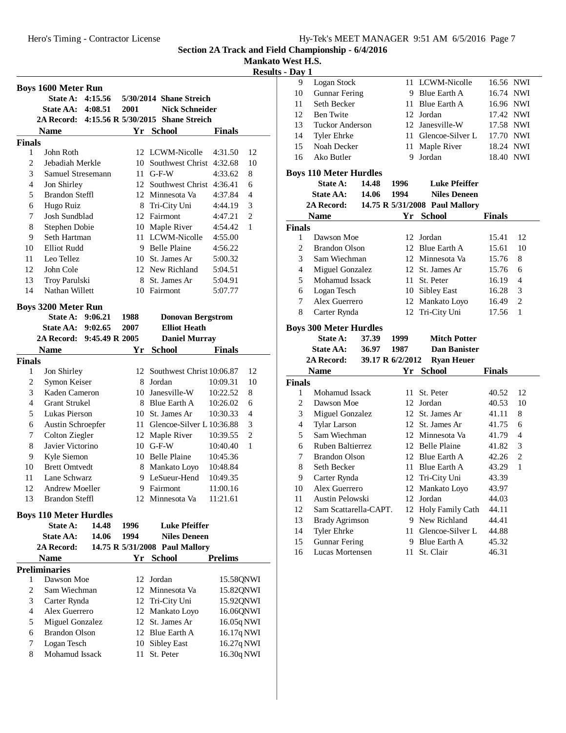# Section 2A Track and Field Championship - 6/4/2016

**Mankato West H.S.**

**Results - Day 1**

## Boys 1600 Meter Run

| | | | |
|---|---|---|---|
| State A: | 4:15.56 | 5/30/2014 | Shane Streich |
| State AA: | 4:08.51 | 2001 | Nick Schneider |
| 2A Record: | 4:15.56 R | 5/30/2015 | Shane Streich |

**Finals**

| | Name | Yr | School | Finals | |
|---|---|---|---|---|---|
| 1 | John Roth | 12 | LCWM-Nicolle | 4:31.50 | 12 |
| 2 | Jebadiah Merkle | 10 | Southwest Christ | 4:32.68 | 10 |
| 3 | Samuel Stresemann | 11 | G-F-W | 4:33.62 | 8 |
| 4 | Jon Shirley | 12 | Southwest Christ | 4:36.41 | 6 |
| 5 | Brandon Steffl | 12 | Minnesota Va | 4:37.84 | 4 |
| 6 | Hugo Ruiz | 8 | Tri-City Uni | 4:44.19 | 3 |
| 7 | Josh Sundblad | 12 | Fairmont | 4:47.21 | 2 |
| 8 | Stephen Dobie | 10 | Maple River | 4:54.42 | 1 |
| 9 | Seth Hartman | 11 | LCWM-Nicolle | 4:55.00 | |
| 10 | Elliot Rudd | 9 | Belle Plaine | 4:56.22 | |
| 11 | Leo Tellez | 10 | St. James Ar | 5:00.32 | |
| 12 | John Cole | 12 | New Richland | 5:04.51 | |
| 13 | Troy Parulski | 8 | St. James Ar | 5:04.91 | |
| 14 | Nathan Willett | 10 | Fairmont | 5:07.77 | |

## Boys 3200 Meter Run

| | | | |
|---|---|---|---|
| State A: | 9:06.21 | 1988 | Donovan Bergstrom |
| State AA: | 9:02.65 | 2007 | Elliot Heath |
| 2A Record: | 9:45.49 R | 2005 | Daniel Murray |

**Finals**

| | Name | Yr | School | Finals | |
|---|---|---|---|---|---|
| 1 | Jon Shirley | 12 | Southwest Christ | 10:06.87 | 12 |
| 2 | Symon Keiser | 8 | Jordan | 10:09.31 | 10 |
| 3 | Kaden Cameron | 10 | Janesville-W | 10:22.52 | 8 |
| 4 | Grant Strukel | 8 | Blue Earth A | 10:26.02 | 6 |
| 5 | Lukas Pierson | 10 | St. James Ar | 10:30.33 | 4 |
| 6 | Austin Schroepfer | 11 | Glencoe-Silver L | 10:36.88 | 3 |
| 7 | Colton Ziegler | 12 | Maple River | 10:39.55 | 2 |
| 8 | Javier Victorino | 10 | G-F-W | 10:40.40 | 1 |
| 9 | Kyle Siemon | 10 | Belle Plaine | 10:45.36 | |
| 10 | Brett Omtvedt | 8 | Mankato Loyo | 10:48.84 | |
| 11 | Lane Schwarz | 9 | LeSueur-Hend | 10:49.35 | |
| 12 | Andrew Moeller | 9 | Fairmont | 11:00.16 | |
| 13 | Brandon Steffl | 12 | Minnesota Va | 11:21.61 | |

## Boys 110 Meter Hurdles

| | | | |
|---|---|---|---|
| State A: | 14.48 | 1996 | Luke Pfeiffer |
| State AA: | 14.06 | 1994 | Niles Deneen |
| 2A Record: | 14.75 R | 5/31/2008 | Paul Mallory |

**Preliminaries**

| | Name | Yr | School | Prelims | |
|---|---|---|---|---|---|
| 1 | Dawson Moe | 12 | Jordan | 15.58Q | NWI |
| 2 | Sam Wiechman | 12 | Minnesota Va | 15.82Q | NWI |
| 3 | Carter Rynda | 12 | Tri-City Uni | 15.92Q | NWI |
| 4 | Alex Guerrero | 12 | Mankato Loyo | 16.06Q | NWI |
| 5 | Miguel Gonzalez | 12 | St. James Ar | 16.05q | NWI |
| 6 | Brandon Olson | 12 | Blue Earth A | 16.17q | NWI |
| 7 | Logan Tesch | 10 | Sibley East | 16.27q | NWI |
| 8 | Mohamud Issack | 11 | St. Peter | 16.30q | NWI |
| 9 | Logan Stock | 11 | LCWM-Nicolle | 16.56 | NWI |
| 10 | Gunnar Fering | 9 | Blue Earth A | 16.74 | NWI |
| 11 | Seth Becker | 11 | Blue Earth A | 16.96 | NWI |
| 12 | Ben Twite | 12 | Jordan | 17.42 | NWI |
| 13 | Tuckor Anderson | 12 | Janesville-W | 17.58 | NWI |
| 14 | Tyler Ehrke | 11 | Glencoe-Silver L | 17.70 | NWI |
| 15 | Noah Decker | 11 | Maple River | 18.24 | NWI |
| 16 | Ako Butler | 9 | Jordan | 18.40 | NWI |

## Boys 110 Meter Hurdles

| | | | |
|---|---|---|---|
| State A: | 14.48 | 1996 | Luke Pfeiffer |
| State AA: | 14.06 | 1994 | Niles Deneen |
| 2A Record: | 14.75 R | 5/31/2008 | Paul Mallory |

**Finals**

| | Name | Yr | School | Finals | |
|---|---|---|---|---|---|
| 1 | Dawson Moe | 12 | Jordan | 15.41 | 12 |
| 2 | Brandon Olson | 12 | Blue Earth A | 15.61 | 10 |
| 3 | Sam Wiechman | 12 | Minnesota Va | 15.76 | 8 |
| 4 | Miguel Gonzalez | 12 | St. James Ar | 15.76 | 6 |
| 5 | Mohamud Issack | 11 | St. Peter | 16.19 | 4 |
| 6 | Logan Tesch | 10 | Sibley East | 16.28 | 3 |
| 7 | Alex Guerrero | 12 | Mankato Loyo | 16.49 | 2 |
| 8 | Carter Rynda | 12 | Tri-City Uni | 17.56 | 1 |

## Boys 300 Meter Hurdles

| | | | |
|---|---|---|---|
| State A: | 37.39 | 1999 | Mitch Potter |
| State AA: | 36.97 | 1987 | Dan Banister |
| 2A Record: | 39.17 R | 6/2/2012 | Ryan Heuer |

**Finals**

| | Name | Yr | School | Finals | |
|---|---|---|---|---|---|
| 1 | Mohamud Issack | 11 | St. Peter | 40.52 | 12 |
| 2 | Dawson Moe | 12 | Jordan | 40.53 | 10 |
| 3 | Miguel Gonzalez | 12 | St. James Ar | 41.11 | 8 |
| 4 | Tylar Larson | 12 | St. James Ar | 41.75 | 6 |
| 5 | Sam Wiechman | 12 | Minnesota Va | 41.79 | 4 |
| 6 | Ruben Baltierrez | 12 | Belle Plaine | 41.82 | 3 |
| 7 | Brandon Olson | 12 | Blue Earth A | 42.26 | 2 |
| 8 | Seth Becker | 11 | Blue Earth A | 43.29 | 1 |
| 9 | Carter Rynda | 12 | Tri-City Uni | 43.39 | |
| 10 | Alex Guerrero | 12 | Mankato Loyo | 43.97 | |
| 11 | Austin Pelowski | 12 | Jordan | 44.03 | |
| 12 | Sam Scattarella-CAPT. | 12 | Holy Family Cath | 44.11 | |
| 13 | Brady Agrimson | 9 | New Richland | 44.41 | |
| 14 | Tyler Ehrke | 11 | Glencoe-Silver L | 44.88 | |
| 15 | Gunnar Fering | 9 | Blue Earth A | 45.32 | |
| 16 | Lucas Mortensen | 11 | St. Clair | 46.31 | |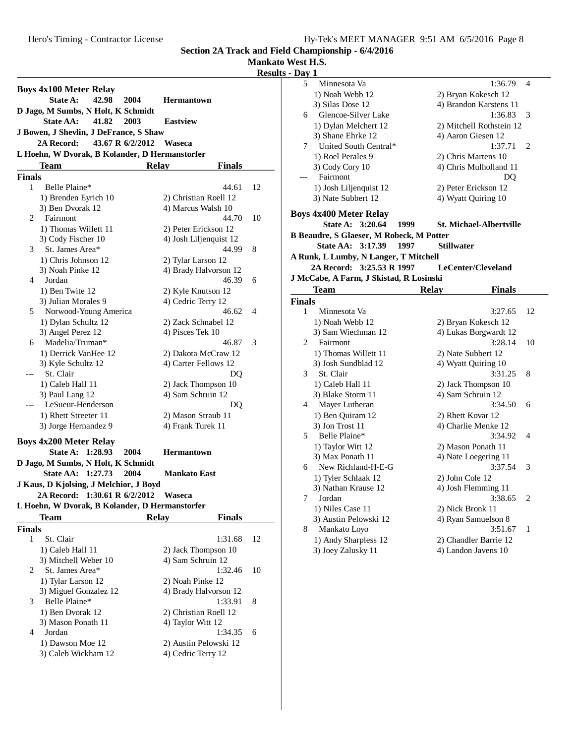## Section 2A Track and Field Championship - 6/4/2016

### Mankato West H.S.

### Results - Day 1

### Boys 4x100 Meter Relay

**State A: 42.98 2004 Hermantown**
**D Jago, M Sumbs, N Holt, K Schmidt**
**State AA: 41.82 2003 Eastview**
**J Bowen, J Shevlin, J DeFrance, S Shaw**
**2A Record: 43.67 R 6/2/2012 Waseca**
**L Hoehn, W Dvorak, B Kolander, D Hermanstorfer**

| | Team | Relay | Finals | |
|---|---|---|---|---|
| **Finals** | | | | |
| 1 | Belle Plaine* | | 44.61 | 12 |
| | 1) Brenden Eyrich 10 | 2) Christian Roell 12 | | |
| | 3) Ben Dvorak 12 | 4) Marcus Walsh 10 | | |
| 2 | Fairmont | | 44.70 | 10 |
| | 1) Thomas Willett 11 | 2) Peter Erickson 12 | | |
| | 3) Cody Fischer 10 | 4) Josh Liljenquist 12 | | |
| 3 | St. James Area* | | 44.99 | 8 |
| | 1) Chris Johnson 12 | 2) Tylar Larson 12 | | |
| | 3) Noah Pinke 12 | 4) Brady Halvorson 12 | | |
| 4 | Jordan | | 46.39 | 6 |
| | 1) Ben Twite 12 | 2) Kyle Knutson 12 | | |
| | 3) Julian Morales 9 | 4) Cedric Terry 12 | | |
| 5 | Norwood-Young America | | 46.62 | 4 |
| | 1) Dylan Schultz 12 | 2) Zack Schnabel 12 | | |
| | 3) Angel Perez 12 | 4) Pisces Tek 10 | | |
| 6 | Madelia/Truman* | | 46.87 | 3 |
| | 1) Derrick VanHee 12 | 2) Dakota McCraw 12 | | |
| | 3) Kyle Schultz 12 | 4) Carter Fellows 12 | | |
| --- | St. Clair | | DQ | |
| | 1) Caleb Hall 11 | 2) Jack Thompson 10 | | |
| | 3) Paul Lang 12 | 4) Sam Schruin 12 | | |
| --- | LeSueur-Henderson | | DQ | |
| | 1) Rhett Streeter 11 | 2) Mason Straub 11 | | |
| | 3) Jorge Hernandez 9 | 4) Frank Turek 11 | | |

### Boys 4x200 Meter Relay

**State A: 1:28.93 2004 Hermantown**
**D Jago, M Sumbs, N Holt, K Schmidt**
**State AA: 1:27.73 2004 Mankato East**
**J Kaus, D Kjolsing, J Melchior, J Boyd**
**2A Record: 1:30.61 R 6/2/2012 Waseca**
**L Hoehn, W Dvorak, B Kolander, D Hermanstorfer**

| | Team | Relay | Finals | |
|---|---|---|---|---|
| **Finals** | | | | |
| 1 | St. Clair | | 1:31.68 | 12 |
| | 1) Caleb Hall 11 | 2) Jack Thompson 10 | | |
| | 3) Mitchell Weber 10 | 4) Sam Schruin 12 | | |
| 2 | St. James Area* | | 1:32.46 | 10 |
| | 1) Tylar Larson 12 | 2) Noah Pinke 12 | | |
| | 3) Miguel Gonzalez 12 | 4) Brady Halvorson 12 | | |
| 3 | Belle Plaine* | | 1:33.91 | 8 |
| | 1) Ben Dvorak 12 | 2) Christian Roell 12 | | |
| | 3) Mason Ponath 11 | 4) Taylor Witt 12 | | |
| 4 | Jordan | | 1:34.35 | 6 |
| | 1) Dawson Moe 12 | 2) Austin Pelowski 12 | | |
| | 3) Caleb Wickham 12 | 4) Cedric Terry 12 | | |
| 5 | Minnesota Va | | 1:36.79 | 4 |
| | 1) Noah Webb 12 | 2) Bryan Kokesch 12 | | |
| | 3) Silas Dose 12 | 4) Brandon Karstens 11 | | |
| 6 | Glencoe-Silver Lake | | 1:36.83 | 3 |
| | 1) Dylan Melchert 12 | 2) Mitchell Rothstein 12 | | |
| | 3) Shane Ehrke 12 | 4) Aaron Giesen 12 | | |
| 7 | United South Central* | | 1:37.71 | 2 |
| | 1) Roel Perales 9 | 2) Chris Martens 10 | | |
| | 3) Cody Cory 10 | 4) Chris Mulholland 11 | | |
| --- | Fairmont | | DQ | |
| | 1) Josh Liljenquist 12 | 2) Peter Erickson 12 | | |
| | 3) Nate Subbert 12 | 4) Wyatt Quiring 10 | | |

### Boys 4x400 Meter Relay

**State A: 3:20.64 1999 St. Michael-Albertville**
**B Beaudre, S Glaeser, M Robeck, M Potter**
**State AA: 3:17.39 1997 Stillwater**
**A Runk, L Lumby, N Langer, T Mitchell**
**2A Record: 3:25.53 R 1997 LeCenter/Cleveland**
**J McCabe, A Farm, J Skistad, R Losinski**

| | Team | Relay | Finals | |
|---|---|---|---|---|
| **Finals** | | | | |
| 1 | Minnesota Va | | 3:27.65 | 12 |
| | 1) Noah Webb 12 | 2) Bryan Kokesch 12 | | |
| | 3) Sam Wiechman 12 | 4) Lukas Borgwardt 12 | | |
| 2 | Fairmont | | 3:28.14 | 10 |
| | 1) Thomas Willett 11 | 2) Nate Subbert 12 | | |
| | 3) Josh Sundblad 12 | 4) Wyatt Quiring 10 | | |
| 3 | St. Clair | | 3:31.25 | 8 |
| | 1) Caleb Hall 11 | 2) Jack Thompson 10 | | |
| | 3) Blake Storm 11 | 4) Sam Schruin 12 | | |
| 4 | Mayer Lutheran | | 3:34.50 | 6 |
| | 1) Ben Quiram 12 | 2) Rhett Kovar 12 | | |
| | 3) Jon Trost 11 | 4) Charlie Menke 12 | | |
| 5 | Belle Plaine* | | 3:34.92 | 4 |
| | 1) Taylor Witt 12 | 2) Mason Ponath 11 | | |
| | 3) Max Ponath 11 | 4) Nate Loegering 11 | | |
| 6 | New Richland-H-E-G | | 3:37.54 | 3 |
| | 1) Tyler Schlaak 12 | 2) John Cole 12 | | |
| | 3) Nathan Krause 12 | 4) Josh Flemming 11 | | |
| 7 | Jordan | | 3:38.65 | 2 |
| | 1) Niles Case 11 | 2) Nick Bronk 11 | | |
| | 3) Austin Pelowski 12 | 4) Ryan Samuelson 8 | | |
| 8 | Mankato Loyo | | 3:51.67 | 1 |
| | 1) Andy Sharpless 12 | 2) Chandler Barrie 12 | | |
| | 3) Joey Zalusky 11 | 4) Landon Javens 10 | | |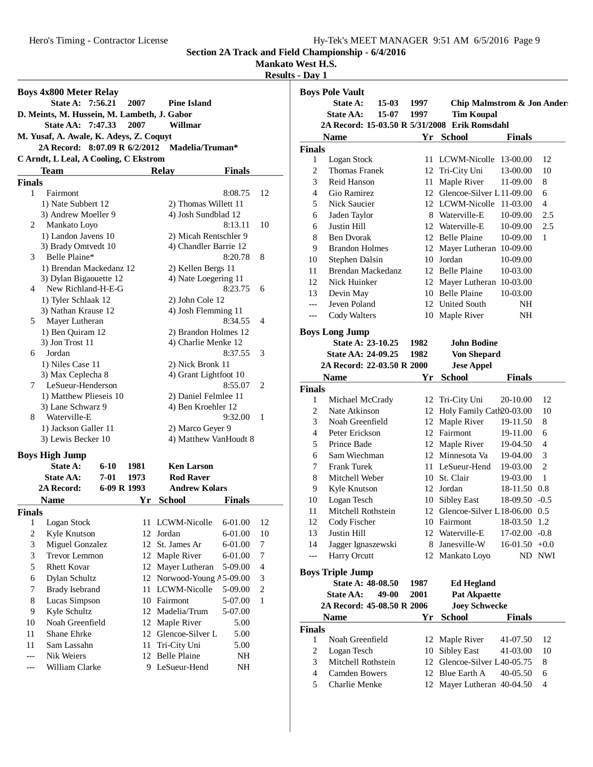# Section 2A Track and Field Championship - 6/4/2016

**Mankato West H.S.**

**Results - Day 1**

## Boys 4x800 Meter Relay

**State A: 7:56.21 2007 Pine Island**
**D. Meints, M. Hussein, M. Lambeth, J. Gabor**
**State AA: 7:47.33 2007 Willmar**
**M. Yusaf, A. Awale, K. Adeys, Z. Coquyt**
**2A Record: 8:07.09 R 6/2/2012 Madelia/Truman***
**C Arndt, L Leal, A Cooling, C Ekstrom**

| | Team | Relay | Finals | |
|---|---|---|---|---|
| **Finals** | | | | |
| 1 | Fairmont | | 8:08.75 | 12 |
| | 1) Nate Subbert 12 | 2) Thomas Willett 11 | | |
| | 3) Andrew Moeller 9 | 4) Josh Sundblad 12 | | |
| 2 | Mankato Loyo | | 8:13.11 | 10 |
| | 1) Landon Javens 10 | 2) Micah Rentschler 9 | | |
| | 3) Brady Omtvedt 10 | 4) Chandler Barrie 12 | | |
| 3 | Belle Plaine* | | 8:20.78 | 8 |
| | 1) Brendan Mackedanz 12 | 2) Kellen Bergs 11 | | |
| | 3) Dylan Bigaouette 12 | 4) Nate Loegering 11 | | |
| 4 | New Richland-H-E-G | | 8:23.75 | 6 |
| | 1) Tyler Schlaak 12 | 2) John Cole 12 | | |
| | 3) Nathan Krause 12 | 4) Josh Flemming 11 | | |
| 5 | Mayer Lutheran | | 8:34.55 | 4 |
| | 1) Ben Quiram 12 | 2) Brandon Holmes 12 | | |
| | 3) Jon Trost 11 | 4) Charlie Menke 12 | | |
| 6 | Jordan | | 8:37.55 | 3 |
| | 1) Niles Case 11 | 2) Nick Bronk 11 | | |
| | 3) Max Ceplecha 8 | 4) Grant Lightfoot 10 | | |
| 7 | LeSueur-Henderson | | 8:55.07 | 2 |
| | 1) Matthew Plieseis 10 | 2) Daniel Felmlee 11 | | |
| | 3) Lane Schwarz 9 | 4) Ben Kroehler 12 | | |
| 8 | Waterville-E | | 9:32.00 | 1 |
| | 1) Jackson Galler 11 | 2) Marco Geyer 9 | | |
| | 3) Lewis Becker 10 | 4) Matthew VanHoudt 8 | | |

## Boys High Jump

**State A: 6-10 1981 Ken Larson**
**State AA: 7-01 1973 Rod Raver**
**2A Record: 6-09 R 1993 Andrew Kolars**

| | Name | Yr | School | Finals | |
|---|---|---|---|---|---|
| **Finals** | | | | | |
| 1 | Logan Stock | 11 | LCWM-Nicolle | 6-01.00 | 12 |
| 2 | Kyle Knutson | 12 | Jordan | 6-01.00 | 10 |
| 3 | Miguel Gonzalez | 12 | St. James Ar | 6-01.00 | 7 |
| 3 | Trevor Lemmon | 12 | Maple River | 6-01.00 | 7 |
| 5 | Rhett Kovar | 12 | Mayer Lutheran | 5-09.00 | 4 |
| 6 | Dylan Schultz | 12 | Norwood-Young A | 5-09.00 | 3 |
| 7 | Brady Isebrand | 11 | LCWM-Nicolle | 5-09.00 | 2 |
| 8 | Lucas Simpson | 10 | Fairmont | 5-07.00 | 1 |
| 9 | Kyle Schultz | 12 | Madelia/Trum | 5-07.00 | |
| 10 | Noah Greenfield | 12 | Maple River | 5.00 | |
| 11 | Shane Ehrke | 12 | Glencoe-Silver L | 5.00 | |
| 11 | Sam Lassahn | 11 | Tri-City Uni | 5.00 | |
| --- | Nik Weiers | 12 | Belle Plaine | NH | |
| --- | William Clarke | 9 | LeSueur-Hend | NH | |

## Boys Pole Vault

**State A: 15-03 1997 Chip Malmstrom & Jon Anders**
**State AA: 15-07 1997 Tim Koupal**
**2A Record: 15-03.50 R 5/31/2008 Erik Romsdahl**

| | Name | Yr | School | Finals | |
|---|---|---|---|---|---|
| **Finals** | | | | | |
| 1 | Logan Stock | 11 | LCWM-Nicolle | 13-00.00 | 12 |
| 2 | Thomas Franek | 12 | Tri-City Uni | 13-00.00 | 10 |
| 3 | Reid Hanson | 11 | Maple River | 11-09.00 | 8 |
| 4 | Gio Ramirez | 12 | Glencoe-Silver L | 11-09.00 | 6 |
| 5 | Nick Saucier | 12 | LCWM-Nicolle | 11-03.00 | 4 |
| 6 | Jaden Taylor | 8 | Waterville-E | 10-09.00 | 2.5 |
| 6 | Justin Hill | 12 | Waterville-E | 10-09.00 | 2.5 |
| 8 | Ben Dvorak | 12 | Belle Plaine | 10-09.00 | 1 |
| 9 | Brandon Holmes | 12 | Mayer Lutheran | 10-09.00 | |
| 10 | Stephen Dalsin | 10 | Jordan | 10-09.00 | |
| 11 | Brendan Mackedanz | 12 | Belle Plaine | 10-03.00 | |
| 12 | Nick Huinker | 12 | Mayer Lutheran | 10-03.00 | |
| 13 | Devin May | 10 | Belle Plaine | 10-03.00 | |
| --- | Jeven Poland | 12 | United South | NH | |
| --- | Cody Walters | 10 | Maple River | NH | |

## Boys Long Jump

**State A: 23-10.25 1982 John Bodine**
**State AA: 24-09.25 1982 Von Shepard**
**2A Record: 22-03.50 R 2000 Jese Appel**

| | Name | Yr | School | Finals | Wind | |
|---|---|---|---|---|---|---|
| **Finals** | | | | | | |
| 1 | Michael McCrady | 12 | Tri-City Uni | 20-10.00 | | 12 |
| 2 | Nate Atkinson | 12 | Holy Family Cath | 20-03.00 | | 10 |
| 3 | Noah Greenfield | 12 | Maple River | 19-11.50 | | 8 |
| 4 | Peter Erickson | 12 | Fairmont | 19-11.00 | | 6 |
| 5 | Prince Bade | 12 | Maple River | 19-04.50 | | 4 |
| 6 | Sam Wiechman | 12 | Minnesota Va | 19-04.00 | | 3 |
| 7 | Frank Turek | 11 | LeSueur-Hend | 19-03.00 | | 2 |
| 8 | Mitchell Weber | 10 | St. Clair | 19-03.00 | | 1 |
| 9 | Kyle Knutson | 12 | Jordan | 18-11.50 | 0.8 | |
| 10 | Logan Tesch | 10 | Sibley East | 18-09.50 | -0.5 | |
| 11 | Mitchell Rothstein | 12 | Glencoe-Silver L | 18-06.00 | 0.5 | |
| 12 | Cody Fischer | 10 | Fairmont | 18-03.50 | 1.2 | |
| 13 | Justin Hill | 12 | Waterville-E | 17-02.00 | -0.8 | |
| 14 | Jagger Ignaszewski | 8 | Janesville-W | 16-01.50 | +0.0 | |
| --- | Harry Orcutt | 12 | Mankato Loyo | ND | NWI | |

## Boys Triple Jump

**State A: 48-08.50 1987 Ed Hegland**
**State AA: 49-00 2001 Pat Akpaette**
**2A Record: 45-08.50 R 2006 Joey Schwecke**

| | Name | Yr | School | Finals | |
|---|---|---|---|---|---|
| **Finals** | | | | | |
| 1 | Noah Greenfield | 12 | Maple River | 41-07.50 | 12 |
| 2 | Logan Tesch | 10 | Sibley East | 41-03.00 | 10 |
| 3 | Mitchell Rothstein | 12 | Glencoe-Silver L | 40-05.75 | 8 |
| 4 | Camden Bowers | 12 | Blue Earth A | 40-05.50 | 6 |
| 5 | Charlie Menke | 12 | Mayer Lutheran | 40-04.50 | 4 |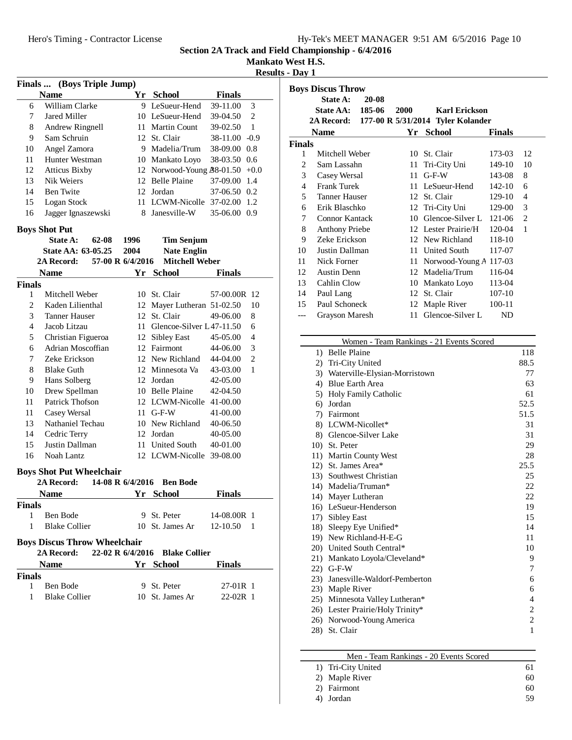Section 2A Track and Field Championship - 6/4/2016

Mankato West H.S.

Results - Day 1

### Finals ... (Boys Triple Jump)

| | Name | Yr | School | Finals | | |
|---|---|---|---|---|---|---|
| 6 | William Clarke | 9 | LeSueur-Hend | 39-11.00 | | 3 |
| 7 | Jared Miller | 10 | LeSueur-Hend | 39-04.50 | | 2 |
| 8 | Andrew Ringnell | 11 | Martin Count | 39-02.50 | | 1 |
| 9 | Sam Schruin | 12 | St. Clair | 38-11.00 | -0.9 | |
| 10 | Angel Zamora | 9 | Madelia/Trum | 38-09.00 | 0.8 | |
| 11 | Hunter Westman | 10 | Mankato Loyo | 38-03.50 | 0.6 | |
| 12 | Atticus Bixby | 12 | Norwood-Young A | 38-01.50 | +0.0 | |
| 13 | Nik Weiers | 12 | Belle Plaine | 37-09.00 | 1.4 | |
| 14 | Ben Twite | 12 | Jordan | 37-06.50 | 0.2 | |
| 15 | Logan Stock | 11 | LCWM-Nicolle | 37-02.00 | 1.2 | |
| 16 | Jagger Ignaszewski | 8 | Janesville-W | 35-06.00 | 0.9 | |

### Boys Shot Put

State A: 62-08 1996 Tim Senjum
State AA: 63-05.25 2004 Nate Englin
2A Record: 57-00 R 6/4/2016 Mitchell Weber

| | Name | Yr | School | Finals | |
|---|---|---|---|---|---|
| **Finals** | | | | | |
| 1 | Mitchell Weber | 10 | St. Clair | 57-00.00R | 12 |
| 2 | Kaden Lilienthal | 12 | Mayer Lutheran | 51-02.50 | 10 |
| 3 | Tanner Hauser | 12 | St. Clair | 49-06.00 | 8 |
| 4 | Jacob Litzau | 11 | Glencoe-Silver L | 47-11.50 | 6 |
| 5 | Christian Figueroa | 12 | Sibley East | 45-05.00 | 4 |
| 6 | Adrian Moscoffian | 12 | Fairmont | 44-06.00 | 3 |
| 7 | Zeke Erickson | 12 | New Richland | 44-04.00 | 2 |
| 8 | Blake Guth | 12 | Minnesota Va | 43-03.00 | 1 |
| 9 | Hans Solberg | 12 | Jordan | 42-05.00 | |
| 10 | Drew Spellman | 10 | Belle Plaine | 42-04.50 | |
| 11 | Patrick Thofson | 12 | LCWM-Nicolle | 41-00.00 | |
| 11 | Casey Wersal | 11 | G-F-W | 41-00.00 | |
| 13 | Nathaniel Techau | 10 | New Richland | 40-06.50 | |
| 14 | Cedric Terry | 12 | Jordan | 40-05.00 | |
| 15 | Justin Dallman | 11 | United South | 40-01.00 | |
| 16 | Noah Lantz | 12 | LCWM-Nicolle | 39-08.00 | |

### Boys Shot Put Wheelchair

2A Record: 14-08 R 6/4/2016 Ben Bode

| | Name | Yr | School | Finals | |
|---|---|---|---|---|---|
| **Finals** | | | | | |
| 1 | Ben Bode | 9 | St. Peter | 14-08.00R | 1 |
| 1 | Blake Collier | 10 | St. James Ar | 12-10.50 | 1 |

### Boys Discus Throw Wheelchair

2A Record: 22-02 R 6/4/2016 Blake Collier

| | Name | Yr | School | Finals | |
|---|---|---|---|---|---|
| **Finals** | | | | | |
| 1 | Ben Bode | 9 | St. Peter | 27-01R | 1 |
| 1 | Blake Collier | 10 | St. James Ar | 22-02R | 1 |

### Boys Discus Throw

State A: 20-08
State AA: 185-06 2000 Karl Erickson
2A Record: 177-00 R 5/31/2014 Tyler Kolander

| | Name | Yr | School | Finals | |
|---|---|---|---|---|---|
| **Finals** | | | | | |
| 1 | Mitchell Weber | 10 | St. Clair | 173-03 | 12 |
| 2 | Sam Lassahn | 11 | Tri-City Uni | 149-10 | 10 |
| 3 | Casey Wersal | 11 | G-F-W | 143-08 | 8 |
| 4 | Frank Turek | 11 | LeSueur-Hend | 142-10 | 6 |
| 5 | Tanner Hauser | 12 | St. Clair | 129-10 | 4 |
| 6 | Erik Blaschko | 12 | Tri-City Uni | 129-00 | 3 |
| 7 | Connor Kantack | 10 | Glencoe-Silver L | 121-06 | 2 |
| 8 | Anthony Priebe | 12 | Lester Prairie/H | 120-04 | 1 |
| 9 | Zeke Erickson | 12 | New Richland | 118-10 | |
| 10 | Justin Dallman | 11 | United South | 117-07 | |
| 11 | Nick Forner | 11 | Norwood-Young A | 117-03 | |
| 12 | Austin Denn | 12 | Madelia/Trum | 116-04 | |
| 13 | Cahlin Clow | 10 | Mankato Loyo | 113-04 | |
| 14 | Paul Lang | 12 | St. Clair | 107-10 | |
| 15 | Paul Schoneck | 12 | Maple River | 100-11 | |
| --- | Grayson Maresh | 11 | Glencoe-Silver L | ND | |

### Women - Team Rankings - 21 Events Scored

| Rank | Team | Points |
|---|---|---|
| 1) | Belle Plaine | 118 |
| 2) | Tri-City United | 88.5 |
| 3) | Waterville-Elysian-Morristown | 77 |
| 4) | Blue Earth Area | 63 |
| 5) | Holy Family Catholic | 61 |
| 6) | Jordan | 52.5 |
| 7) | Fairmont | 51.5 |
| 8) | LCWM-Nicollet* | 31 |
| 8) | Glencoe-Silver Lake | 31 |
| 10) | St. Peter | 29 |
| 11) | Martin County West | 28 |
| 12) | St. James Area* | 25.5 |
| 13) | Southwest Christian | 25 |
| 14) | Madelia/Truman* | 22 |
| 14) | Mayer Lutheran | 22 |
| 16) | LeSueur-Henderson | 19 |
| 17) | Sibley East | 15 |
| 18) | Sleepy Eye Unified* | 14 |
| 19) | New Richland-H-E-G | 11 |
| 20) | United South Central* | 10 |
| 21) | Mankato Loyola/Cleveland* | 9 |
| 22) | G-F-W | 7 |
| 23) | Janesville-Waldorf-Pemberton | 6 |
| 23) | Maple River | 6 |
| 25) | Minnesota Valley Lutheran* | 4 |
| 26) | Lester Prairie/Holy Trinity* | 2 |
| 26) | Norwood-Young America | 2 |
| 28) | St. Clair | 1 |

### Men - Team Rankings - 20 Events Scored

| Rank | Team | Points |
|---|---|---|
| 1) | Tri-City United | 61 |
| 2) | Maple River | 60 |
| 2) | Fairmont | 60 |
| 4) | Jordan | 59 |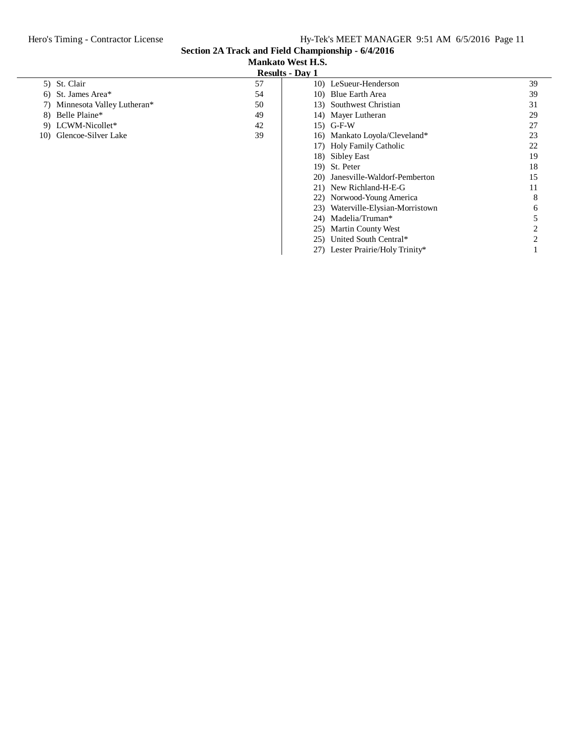## Section 2A Track and Field Championship - 6/4/2016

### Mankato West H.S.

### Results - Day 1

| | | |
|---|---|---|
| 5) | St. Clair | 57 |
| 6) | St. James Area* | 54 |
| 7) | Minnesota Valley Lutheran* | 50 |
| 8) | Belle Plaine* | 49 |
| 9) | LCWM-Nicollet* | 42 |
| 10) | Glencoe-Silver Lake | 39 |
| 10) | LeSueur-Henderson | 39 |
| 10) | Blue Earth Area | 39 |
| 13) | Southwest Christian | 31 |
| 14) | Mayer Lutheran | 29 |
| 15) | G-F-W | 27 |
| 16) | Mankato Loyola/Cleveland* | 23 |
| 17) | Holy Family Catholic | 22 |
| 18) | Sibley East | 19 |
| 19) | St. Peter | 18 |
| 20) | Janesville-Waldorf-Pemberton | 15 |
| 21) | New Richland-H-E-G | 11 |
| 22) | Norwood-Young America | 8 |
| 23) | Waterville-Elysian-Morristown | 6 |
| 24) | Madelia/Truman* | 5 |
| 25) | Martin County West | 2 |
| 25) | United South Central* | 2 |
| 27) | Lester Prairie/Holy Trinity* | 1 |